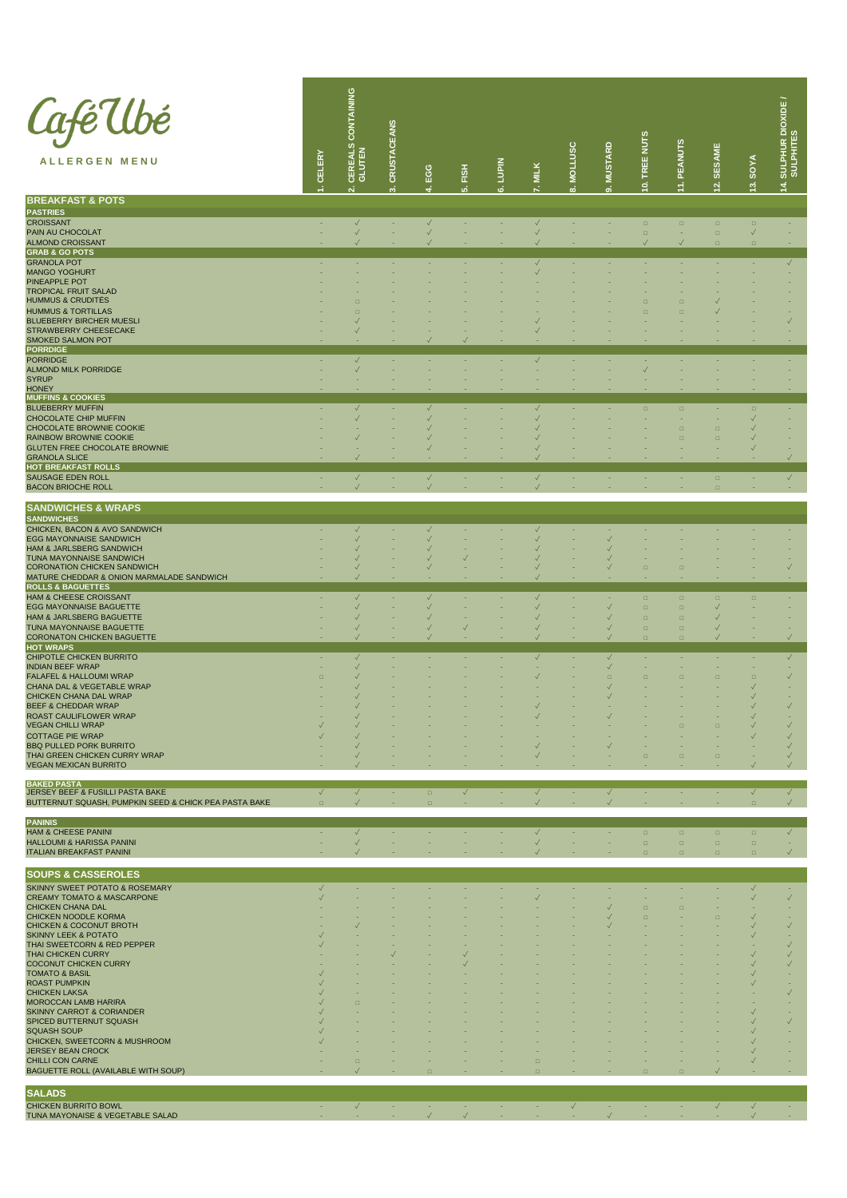# Café Ubé

**ALLERGEN MENU**

## BREAKFAST & POTS

| | 1. CELERY | 2. CEREALS CONTAINING GLUTEN | 3. CRUSTACEANS | 4. EGG | 5. FISH | 6. LUPIN | 7. MILK | 8. MOLLUSC | 9. MUSTARD | 10. TREE NUTS | 11. PEANUTS | 12. SESAME | 13. SOYA | 14. SULPHUR DIOXIDE / SULPHITES |
|---|---|---|---|---|---|---|---|---|---|---|---|---|---|---|
| **PASTRIES** | | | | | | | | | | | | | | |
| CROISSANT | - | ✓ | - | ✓ | - | - | ✓ | - | - | □ | □ | □ | □ | - |
| PAIN AU CHOCOLAT | - | ✓ | - | ✓ | - | - | ✓ | - | - | □ | - | □ | ✓ | - |
| ALMOND CROISSANT | - | ✓ | - | ✓ | - | - | ✓ | - | - | ✓ | ✓ | □ | □ | - |
| **GRAB & GO POTS** | | | | | | | | | | | | | | |
| GRANOLA POT | - | - | - | - | - | - | ✓ | - | - | - | - | - | - | ✓ |
| MANGO YOGHURT | - | - | - | - | - | - | ✓ | - | - | - | - | - | - | - |
| PINEAPPLE POT | - | - | - | - | - | - | - | - | - | - | - | - | - | - |
| TROPICAL FRUIT SALAD | - | - | - | - | - | - | - | - | - | - | - | - | - | - |
| HUMMUS & CRUDITES | - | □ | - | - | - | - | - | - | - | □ | □ | ✓ | - | - |
| HUMMUS & TORTILLAS | - | □ | - | - | - | - | - | - | - | □ | □ | ✓ | - | - |
| BLUEBERRY BIRCHER MUESLI | - | ✓ | - | - | - | - | ✓ | - | - | - | - | - | - | ✓ |
| STRAWBERRY CHEESECAKE | - | ✓ | - | - | - | - | ✓ | - | - | - | - | - | - | - |
| SMOKED SALMON POT | - | - | - | ✓ | ✓ | - | - | - | - | - | - | - | - | - |
| **PORRDIGE** | | | | | | | | | | | | | | |
| PORRIDGE | - | ✓ | - | - | - | - | ✓ | - | - | - | - | - | - | - |
| ALMOND MILK PORRIDGE | - | ✓ | - | - | - | - | - | - | - | ✓ | - | - | - | - |
| SYRUP | - | - | - | - | - | - | - | - | - | - | - | - | - | - |
| HONEY | - | - | - | - | - | - | - | - | - | - | - | - | - | - |
| **MUFFINS & COOKIES** | | | | | | | | | | | | | | |
| BLUEBERRY MUFFIN | - | ✓ | - | ✓ | - | - | ✓ | - | - | □ | □ | - | □ | - |
| CHOCOLATE CHIP MUFFIN | - | ✓ | - | ✓ | - | - | ✓ | - | - | - | - | - | ✓ | - |
| CHOCOLATE BROWNIE COOKIE | - | - | - | ✓ | - | - | ✓ | - | - | - | □ | □ | ✓ | - |
| RAINBOW BROWNIE COOKIE | - | ✓ | - | ✓ | - | - | ✓ | - | - | - | □ | □ | ✓ | - |
| GLUTEN FREE CHOCOLATE BROWNIE | - | - | - | ✓ | - | - | ✓ | - | - | - | - | - | ✓ | - |
| GRANOLA SLICE | - | ✓ | - | - | - | - | ✓ | - | - | - | - | - | - | ✓ |
| **HOT BREAKFAST ROLLS** | | | | | | | | | | | | | | |
| SAUSAGE EDEN ROLL | - | ✓ | - | ✓ | - | - | ✓ | - | - | - | - | □ | - | ✓ |
| BACON BRIOCHE ROLL | - | ✓ | - | ✓ | - | - | ✓ | - | - | - | - | □ | - | - |

## SANDWICHES & WRAPS

| | 1. CELERY | 2. CEREALS CONTAINING GLUTEN | 3. CRUSTACEANS | 4. EGG | 5. FISH | 6. LUPIN | 7. MILK | 8. MOLLUSC | 9. MUSTARD | 10. TREE NUTS | 11. PEANUTS | 12. SESAME | 13. SOYA | 14. SULPHUR DIOXIDE / SULPHITES |
|---|---|---|---|---|---|---|---|---|---|---|---|---|---|---|
| **SANDWICHES** | | | | | | | | | | | | | | |
| CHICKEN, BACON & AVO SANDWICH | - | ✓ | - | ✓ | - | - | ✓ | - | - | - | - | - | - | - |
| EGG MAYONNAISE SANDWICH | - | ✓ | - | ✓ | - | - | ✓ | - | ✓ | - | - | - | - | - |
| HAM & JARLSBERG SANDWICH | - | ✓ | - | ✓ | - | - | ✓ | - | ✓ | - | - | - | - | - |
| TUNA MAYONNAISE SANDWICH | - | ✓ | - | ✓ | ✓ | - | ✓ | - | ✓ | - | - | - | - | - |
| CORONATION CHICKEN SANDWICH | - | ✓ | - | ✓ | - | - | ✓ | - | ✓ | □ | □ | - | - | ✓ |
| MATURE CHEDDAR & ONION MARMALADE SANDWICH | - | ✓ | - | - | - | - | ✓ | - | - | - | - | - | - | - |
| **ROLLS & BAGUETTES** | | | | | | | | | | | | | | |
| HAM & CHEESE CROISSANT | - | ✓ | - | ✓ | - | - | ✓ | - | - | □ | □ | □ | □ | - |
| EGG MAYONNAISE BAGUETTE | - | ✓ | - | ✓ | - | - | ✓ | - | ✓ | □ | □ | ✓ | - | - |
| HAM & JARLSBERG BAGUETTE | - | ✓ | - | ✓ | - | - | ✓ | - | ✓ | □ | □ | ✓ | - | - |
| TUNA MAYONNAISE BAGUETTE | - | ✓ | - | ✓ | ✓ | - | ✓ | - | ✓ | □ | □ | ✓ | - | - |
| CORONATON CHICKEN BAGUETTE | - | ✓ | - | ✓ | - | - | ✓ | - | ✓ | □ | □ | ✓ | - | ✓ |
| **HOT WRAPS** | | | | | | | | | | | | | | |
| CHIPOTLE CHICKEN BURRITO | - | ✓ | - | - | - | - | ✓ | - | ✓ | - | - | - | - | ✓ |
| INDIAN BEEF WRAP | - | ✓ | - | - | - | - | - | - | ✓ | - | - | - | - | - |
| FALAFEL & HALLOUMI WRAP | □ | ✓ | - | - | - | - | ✓ | - | □ | □ | □ | □ | □ | ✓ |
| CHANA DAL & VEGETABLE WRAP | - | ✓ | - | - | - | - | - | - | ✓ | - | - | - | ✓ | - |
| CHICKEN CHANA DAL WRAP | - | ✓ | - | - | - | - | - | - | ✓ | - | - | - | ✓ | - |
| BEEF & CHEDDAR WRAP | - | ✓ | - | - | - | - | ✓ | - | - | - | - | - | ✓ | ✓ |
| ROAST CAULIFLOWER WRAP | - | ✓ | - | - | - | - | ✓ | - | ✓ | - | - | - | ✓ | - |
| VEGAN CHILLI WRAP | ✓ | ✓ | - | - | - | - | - | - | - | - | □ | □ | ✓ | ✓ |
| COTTAGE PIE WRAP | ✓ | ✓ | - | - | - | - | - | - | - | - | - | - | ✓ | ✓ |
| BBQ PULLED PORK BURRITO | - | ✓ | - | - | - | - | ✓ | - | ✓ | - | - | - | - | ✓ |
| THAI GREEN CHICKEN CURRY WRAP | - | ✓ | - | - | - | - | ✓ | - | - | □ | □ | □ | - | ✓ |
| VEGAN MEXICAN BURRITO | - | ✓ | - | - | - | - | - | - | - | - | - | - | ✓ | ✓ |
| **BAKED PASTA** | | | | | | | | | | | | | | |
| JERSEY BEEF & FUSILLI PASTA BAKE | ✓ | ✓ | - | □ | ✓ | - | ✓ | - | ✓ | - | - | - | ✓ | ✓ |
| BUTTERNUT SQUASH, PUMPKIN SEED & CHICK PEA PASTA BAKE | □ | ✓ | - | □ | - | - | ✓ | - | ✓ | - | - | - | □ | ✓ |
| **PANINIS** | | | | | | | | | | | | | | |
| HAM & CHEESE PANINI | - | ✓ | - | - | - | - | ✓ | - | - | □ | □ | □ | □ | ✓ |
| HALLOUMI & HARISSA PANINI | - | ✓ | - | - | - | - | ✓ | - | - | □ | □ | □ | □ | - |
| ITALIAN BREAKFAST PANINI | - | ✓ | - | - | - | - | ✓ | - | - | □ | □ | □ | □ | ✓ |

## SOUPS & CASSEROLES

| | 1. CELERY | 2. CEREALS CONTAINING GLUTEN | 3. CRUSTACEANS | 4. EGG | 5. FISH | 6. LUPIN | 7. MILK | 8. MOLLUSC | 9. MUSTARD | 10. TREE NUTS | 11. PEANUTS | 12. SESAME | 13. SOYA | 14. SULPHUR DIOXIDE / SULPHITES |
|---|---|---|---|---|---|---|---|---|---|---|---|---|---|---|
| SKINNY SWEET POTATO & ROSEMARY | ✓ | - | - | - | - | - | - | - | - | - | - | - | ✓ | - |
| CREAMY TOMATO & MASCARPONE | ✓ | - | - | - | - | - | ✓ | - | - | - | - | - | ✓ | ✓ |
| CHICKEN CHANA DAL | - | - | - | - | - | - | - | - | ✓ | □ | □ | - | - | - |
| CHICKEN NOODLE KORMA | - | - | - | - | - | - | - | - | ✓ | □ | - | □ | ✓ | - |
| CHICKEN & COCONUT BROTH | - | ✓ | - | - | - | - | - | - | ✓ | - | - | - | ✓ | ✓ |
| SKINNY LEEK & POTATO | ✓ | - | - | - | - | - | - | - | - | - | - | - | ✓ | - |
| THAI SWEETCORN & RED PEPPER | ✓ | - | - | - | - | - | - | - | - | - | - | - | - | ✓ |
| THAI CHICKEN CURRY | - | - | ✓ | - | ✓ | - | - | - | - | - | - | - | ✓ | ✓ |
| COCONUT CHICKEN CURRY | - | - | - | - | ✓ | - | - | - | - | - | - | - | ✓ | ✓ |
| TOMATO & BASIL | ✓ | - | - | - | - | - | - | - | - | - | - | - | ✓ | - |
| ROAST PUMPKIN | ✓ | - | - | - | - | - | - | - | - | - | - | - | ✓ | - |
| CHICKEN LAKSA | ✓ | - | - | - | - | - | - | - | - | - | - | - | - | ✓ |
| MOROCCAN LAMB HARIRA | ✓ | □ | - | - | - | - | - | - | - | - | - | - | - | - |
| SKINNY CARROT & CORIANDER | ✓ | - | - | - | - | - | - | - | - | - | - | - | ✓ | - |
| SPICED BUTTERNUT SQUASH | ✓ | - | - | - | - | - | - | - | - | - | - | - | ✓ | ✓ |
| SQUASH SOUP | ✓ | - | - | - | - | - | - | - | - | - | - | - | ✓ | - |
| CHICKEN, SWEETCORN & MUSHROOM | ✓ | - | - | - | - | - | - | - | - | - | - | - | ✓ | - |
| JERSEY BEAN CROCK | - | - | - | - | - | - | - | - | - | - | - | - | ✓ | - |
| CHILLI CON CARNE | - | □ | - | - | - | - | □ | - | - | - | - | - | ✓ | - |
| BAGUETTE ROLL (AVAILABLE WITH SOUP) | - | ✓ | - | □ | - | - | □ | - | - | □ | □ | ✓ | - | - |

## SALADS

| | 1. CELERY | 2. CEREALS CONTAINING GLUTEN | 3. CRUSTACEANS | 4. EGG | 5. FISH | 6. LUPIN | 7. MILK | 8. MOLLUSC | 9. MUSTARD | 10. TREE NUTS | 11. PEANUTS | 12. SESAME | 13. SOYA | 14. SULPHUR DIOXIDE / SULPHITES |
|---|---|---|---|---|---|---|---|---|---|---|---|---|---|---|
| CHICKEN BURRITO BOWL | - | ✓ | - | - | - | - | - | ✓ | - | - | - | ✓ | ✓ | - |
| TUNA MAYONAISE & VEGETABLE SALAD | - | - | - | ✓ | ✓ | - | - | - | ✓ | - | - | - | ✓ | - |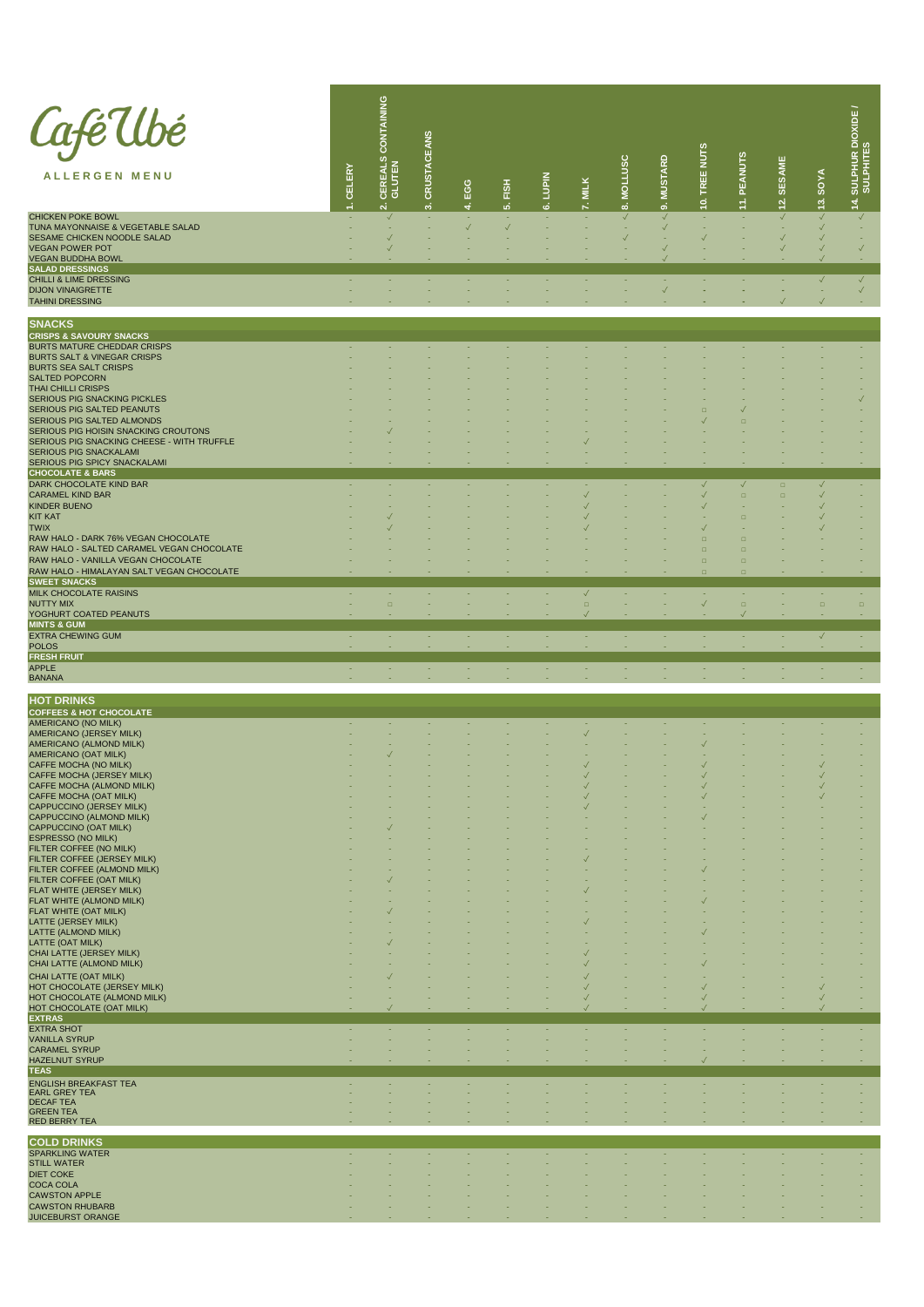# Café Ubé

**ALLERGEN MENU**

| | 1. CELERY | 2. CEREALS CONTAINING GLUTEN | 3. CRUSTACEANS | 4. EGG | 5. FISH | 6. LUPIN | 7. MILK | 8. MOLLUSC | 9. MUSTARD | 10. TREE NUTS | 11. PEANUTS | 12. SESAME | 13. SOYA | 14. SULPHUR DIOXIDE / SULPHITES |
|---|---|---|---|---|---|---|---|---|---|---|---|---|---|---|
| CHICKEN POKE BOWL | - | √ | - | - | - | - | - | √ | √ | - | - | √ | √ | √ |
| TUNA MAYONNAISE & VEGETABLE SALAD | - | - | - | √ | √ | - | - | - | √ | - | - | - | √ | - |
| SESAME CHICKEN NOODLE SALAD | - | √ | - | - | - | - | - | √ | - | √ | - | √ | √ | - |
| VEGAN POWER POT | - | √ | - | - | - | - | - | - | √ | - | - | √ | √ | √ |
| VEGAN BUDDHA BOWL | - | - | - | - | - | - | - | - | √ | - | - | - | √ | - |
| **SALAD DRESSINGS** | | | | | | | | | | | | | | |
| CHILLI & LIME DRESSING | - | - | - | - | - | - | - | - | - | - | - | - | √ | √ |
| DIJON VINAIGRETTE | - | - | - | - | - | - | - | - | √ | - | - | - | - | √ |
| TAHINI DRESSING | - | - | - | - | - | - | - | - | - | - | - | √ | √ | - |

## SNACKS

| | 1. CELERY | 2. CEREALS CONTAINING GLUTEN | 3. CRUSTACEANS | 4. EGG | 5. FISH | 6. LUPIN | 7. MILK | 8. MOLLUSC | 9. MUSTARD | 10. TREE NUTS | 11. PEANUTS | 12. SESAME | 13. SOYA | 14. SULPHUR DIOXIDE / SULPHITES |
|---|---|---|---|---|---|---|---|---|---|---|---|---|---|---|
| **CRISPS & SAVOURY SNACKS** | | | | | | | | | | | | | | |
| BURTS MATURE CHEDDAR CRISPS | - | - | - | - | - | - | - | - | - | - | - | - | - | - |
| BURTS SALT & VINEGAR CRISPS | - | - | - | - | - | - | - | - | - | - | - | - | - | - |
| BURTS SEA SALT CRISPS | - | - | - | - | - | - | - | - | - | - | - | - | - | - |
| SALTED POPCORN | - | - | - | - | - | - | - | - | - | - | - | - | - | - |
| THAI CHILLI CRISPS | - | - | - | - | - | - | - | - | - | - | - | - | - | - |
| SERIOUS PIG SNACKING PICKLES | - | - | - | - | - | - | - | - | - | - | - | - | - | √ |
| SERIOUS PIG SALTED PEANUTS | - | - | - | - | - | - | - | - | - | □ | √ | - | - | - |
| SERIOUS PIG SALTED ALMONDS | - | - | - | - | - | - | - | - | - | √ | □ | - | - | - |
| SERIOUS PIG HOISIN SNACKING CROUTONS | - | √ | - | - | - | - | - | - | - | - | - | - | - | - |
| SERIOUS PIG SNACKING CHEESE - WITH TRUFFLE | - | - | - | - | - | - | √ | - | - | - | - | - | - | - |
| SERIOUS PIG SNACKALAMI | - | - | - | - | - | - | - | - | - | - | - | - | - | - |
| SERIOUS PIG SPICY SNACKALAMI | - | - | - | - | - | - | - | - | - | - | - | - | - | - |
| **CHOCOLATE & BARS** | | | | | | | | | | | | | | |
| DARK CHOCOLATE KIND BAR | - | - | - | - | - | - | - | - | - | √ | √ | □ | √ | - |
| CARAMEL KIND BAR | - | - | - | - | - | - | √ | - | - | √ | □ | □ | √ | - |
| KINDER BUENO | - | - | - | - | - | - | √ | - | - | √ | - | - | √ | - |
| KIT KAT | - | √ | - | - | - | - | √ | - | - | - | □ | - | √ | - |
| TWIX | - | √ | - | - | - | - | √ | - | - | √ | - | - | √ | - |
| RAW HALO - DARK 76% VEGAN CHOCOLATE | - | - | - | - | - | - | - | - | - | □ | □ | - | - | - |
| RAW HALO - SALTED CARAMEL VEGAN CHOCOLATE | - | - | - | - | - | - | - | - | - | □ | □ | - | - | - |
| RAW HALO - VANILLA VEGAN CHOCOLATE | - | - | - | - | - | - | - | - | - | □ | □ | - | - | - |
| RAW HALO - HIMALAYAN SALT VEGAN CHOCOLATE | - | - | - | - | - | - | - | - | - | □ | □ | - | - | - |
| **SWEET SNACKS** | | | | | | | | | | | | | | |
| MILK CHOCOLATE RAISINS | - | - | - | - | - | - | √ | - | - | - | - | - | - | - |
| NUTTY MIX | - | □ | - | - | - | - | □ | - | - | √ | □ | - | □ | □ |
| YOGHURT COATED PEANUTS | - | - | - | - | - | - | √ | - | - | - | √ | - | - | - |
| **MINTS & GUM** | | | | | | | | | | | | | | |
| EXTRA CHEWING GUM | - | - | - | - | - | - | - | - | - | - | - | - | √ | - |
| POLOS | - | - | - | - | - | - | - | - | - | - | - | - | - | - |
| **FRESH FRUIT** | | | | | | | | | | | | | | |
| APPLE | - | - | - | - | - | - | - | - | - | - | - | - | - | - |
| BANANA | - | - | - | - | - | - | - | - | - | - | - | - | - | - |

## HOT DRINKS

| | 1. CELERY | 2. CEREALS CONTAINING GLUTEN | 3. CRUSTACEANS | 4. EGG | 5. FISH | 6. LUPIN | 7. MILK | 8. MOLLUSC | 9. MUSTARD | 10. TREE NUTS | 11. PEANUTS | 12. SESAME | 13. SOYA | 14. SULPHUR DIOXIDE / SULPHITES |
|---|---|---|---|---|---|---|---|---|---|---|---|---|---|---|
| **COFFEES & HOT CHOCOLATE** | | | | | | | | | | | | | | |
| AMERICANO (NO MILK) | - | - | - | - | - | - | - | - | - | - | - | - | - | - |
| AMERICANO (JERSEY MILK) | - | - | - | - | - | - | √ | - | - | - | - | - | - | - |
| AMERICANO (ALMOND MILK) | - | - | - | - | - | - | - | - | - | √ | - | - | - | - |
| AMERICANO (OAT MILK) | - | √ | - | - | - | - | - | - | - | - | - | - | - | - |
| CAFFE MOCHA (NO MILK) | - | - | - | - | - | - | √ | - | - | √ | - | - | √ | - |
| CAFFE MOCHA (JERSEY MILK) | - | - | - | - | - | - | √ | - | - | √ | - | - | √ | - |
| CAFFE MOCHA (ALMOND MILK) | - | - | - | - | - | - | √ | - | - | √ | - | - | √ | - |
| CAFFE MOCHA (OAT MILK) | - | - | - | - | - | - | √ | - | - | √ | - | - | √ | - |
| CAPPUCCINO (JERSEY MILK) | - | - | - | - | - | - | √ | - | - | - | - | - | - | - |
| CAPPUCCINO (ALMOND MILK) | - | - | - | - | - | - | - | - | - | √ | - | - | - | - |
| CAPPUCCINO (OAT MILK) | - | √ | - | - | - | - | - | - | - | - | - | - | - | - |
| ESPRESSO (NO MILK) | - | - | - | - | - | - | - | - | - | - | - | - | - | - |
| FILTER COFFEE (NO MILK) | - | - | - | - | - | - | - | - | - | - | - | - | - | - |
| FILTER COFFEE (JERSEY MILK) | - | - | - | - | - | - | √ | - | - | - | - | - | - | - |
| FILTER COFFEE (ALMOND MILK) | - | - | - | - | - | - | - | - | - | √ | - | - | - | - |
| FILTER COFFEE (OAT MILK) | - | √ | - | - | - | - | - | - | - | - | - | - | - | - |
| FLAT WHITE (JERSEY MILK) | - | - | - | - | - | - | √ | - | - | - | - | - | - | - |
| FLAT WHITE (ALMOND MILK) | - | - | - | - | - | - | - | - | - | √ | - | - | - | - |
| FLAT WHITE (OAT MILK) | - | √ | - | - | - | - | - | - | - | - | - | - | - | - |
| LATTE (JERSEY MILK) | - | - | - | - | - | - | √ | - | - | - | - | - | - | - |
| LATTE (ALMOND MILK) | - | - | - | - | - | - | - | - | - | √ | - | - | - | - |
| LATTE (OAT MILK) | - | √ | - | - | - | - | - | - | - | - | - | - | - | - |
| CHAI LATTE (JERSEY MILK) | - | - | - | - | - | - | √ | - | - | - | - | - | - | - |
| CHAI LATTE (ALMOND MILK) | - | - | - | - | - | - | √ | - | - | √ | - | - | - | - |
| CHAI LATTE (OAT MILK) | - | √ | - | - | - | - | √ | - | - | - | - | - | - | - |
| HOT CHOCOLATE (JERSEY MILK) | - | - | - | - | - | - | √ | - | - | √ | - | - | √ | - |
| HOT CHOCOLATE (ALMOND MILK) | - | - | - | - | - | - | √ | - | - | √ | - | - | √ | - |
| HOT CHOCOLATE (OAT MILK) | - | √ | - | - | - | - | √ | - | - | √ | - | - | √ | - |
| **EXTRAS** | | | | | | | | | | | | | | |
| EXTRA SHOT | - | - | - | - | - | - | - | - | - | - | - | - | - | - |
| VANILLA SYRUP | - | - | - | - | - | - | - | - | - | - | - | - | - | - |
| CARAMEL SYRUP | - | - | - | - | - | - | - | - | - | - | - | - | - | - |
| HAZELNUT SYRUP | - | - | - | - | - | - | - | - | - | √ | - | - | - | - |
| **TEAS** | | | | | | | | | | | | | | |
| ENGLISH BREAKFAST TEA | - | - | - | - | - | - | - | - | - | - | - | - | - | - |
| EARL GREY TEA | - | - | - | - | - | - | - | - | - | - | - | - | - | - |
| DECAF TEA | - | - | - | - | - | - | - | - | - | - | - | - | - | - |
| GREEN TEA | - | - | - | - | - | - | - | - | - | - | - | - | - | - |
| RED BERRY TEA | - | - | - | - | - | - | - | - | - | - | - | - | - | - |

## COLD DRINKS

| | 1. CELERY | 2. CEREALS CONTAINING GLUTEN | 3. CRUSTACEANS | 4. EGG | 5. FISH | 6. LUPIN | 7. MILK | 8. MOLLUSC | 9. MUSTARD | 10. TREE NUTS | 11. PEANUTS | 12. SESAME | 13. SOYA | 14. SULPHUR DIOXIDE / SULPHITES |
|---|---|---|---|---|---|---|---|---|---|---|---|---|---|---|
| SPARKLING WATER | - | - | - | - | - | - | - | - | - | - | - | - | - | - |
| STILL WATER | - | - | - | - | - | - | - | - | - | - | - | - | - | - |
| DIET COKE | - | - | - | - | - | - | - | - | - | - | - | - | - | - |
| COCA COLA | - | - | - | - | - | - | - | - | - | - | - | - | - | - |
| CAWSTON APPLE | - | - | - | - | - | - | - | - | - | - | - | - | - | - |
| CAWSTON RHUBARB | - | - | - | - | - | - | - | - | - | - | - | - | - | - |
| JUICEBURST ORANGE | - | - | - | - | - | - | - | - | - | - | - | - | - | - |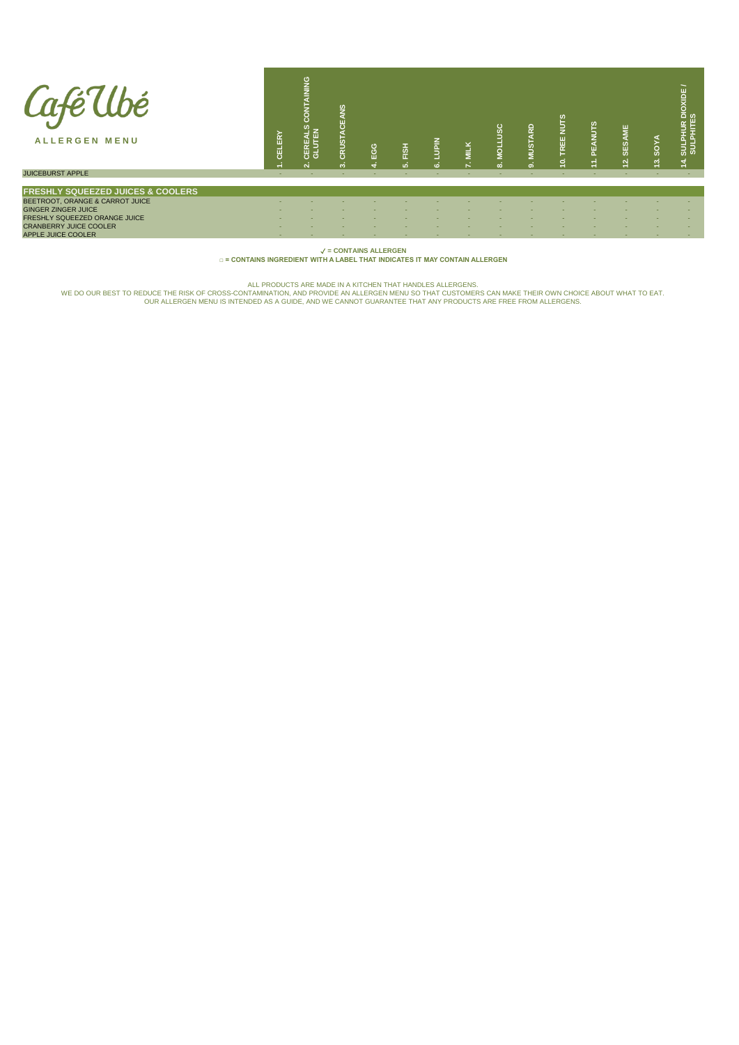Café Ubé

**ALLERGEN MENU**

| | 1. CELERY | 2. CEREALS CONTAINING GLUTEN | 3. CRUSTACEANS | 4. EGG | 5. FISH | 6. LUPIN | 7. MILK | 8. MOLLUSC | 9. MUSTARD | 10. TREE NUTS | 11. PEANUTS | 12. SESAME | 13. SOYA | 14. SULPHUR DIOXIDE / SULPHITES |
|---|---|---|---|---|---|---|---|---|---|---|---|---|---|---|
| JUICEBURST APPLE | - | - | - | - | - | - | - | - | - | - | - | - | - | - |
| **FRESHLY SQUEEZED JUICES & COOLERS** | | | | | | | | | | | | | | |
| BEETROOT, ORANGE & CARROT JUICE | - | - | - | - | - | - | - | - | - | - | - | - | - | - |
| GINGER ZINGER JUICE | - | - | - | - | - | - | - | - | - | - | - | - | - | - |
| FRESHLY SQUEEZED ORANGE JUICE | - | - | - | - | - | - | - | - | - | - | - | - | - | - |
| CRANBERRY JUICE COOLER | - | - | - | - | - | - | - | - | - | - | - | - | - | - |
| APPLE JUICE COOLER | - | - | - | - | - | - | - | - | - | - | - | - | - | - |

**✓ = CONTAINS ALLERGEN**

**□ = CONTAINS INGREDIENT WITH A LABEL THAT INDICATES IT MAY CONTAIN ALLERGEN**

ALL PRODUCTS ARE MADE IN A KITCHEN THAT HANDLES ALLERGENS.
WE DO OUR BEST TO REDUCE THE RISK OF CROSS-CONTAMINATION, AND PROVIDE AN ALLERGEN MENU SO THAT CUSTOMERS CAN MAKE THEIR OWN CHOICE ABOUT WHAT TO EAT.
OUR ALLERGEN MENU IS INTENDED AS A GUIDE, AND WE CANNOT GUARANTEE THAT ANY PRODUCTS ARE FREE FROM ALLERGENS.